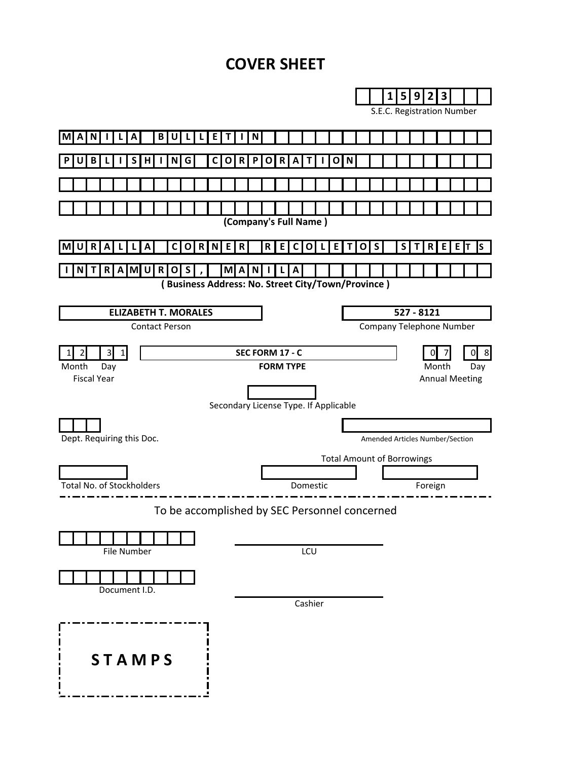# COVER SHEET

**15923**
S.E.C. Registration Number

**MANILA BULLETIN PUBLISHING CORPORATION**

(Company's Full Name )

**MURALLA CORNER RECOLETOS STREETS INTRAMUROS, MANILA**

( Business Address: No. Street City/Town/Province )

| **ELIZABETH T. MORALES** | **527 - 8121** |
|---|---|
| Contact Person | Company Telephone Number |

| 12 31 | **SEC FORM 17 - C** | 07 08 |
|---|---|---|
| Month Day | **FORM TYPE** | Month Day |
| Fiscal Year | | Annual Meeting |

Secondary License Type. If Applicable

Dept. Requiring this Doc.

Amended Articles Number/Section

Total Amount of Borrowings

| Total No. of Stockholders | Domestic | Foreign |
|---|---|---|
| | | |

To be accomplished by SEC Personnel concerned

File Number

LCU

Document I.D.

Cashier

STAMPS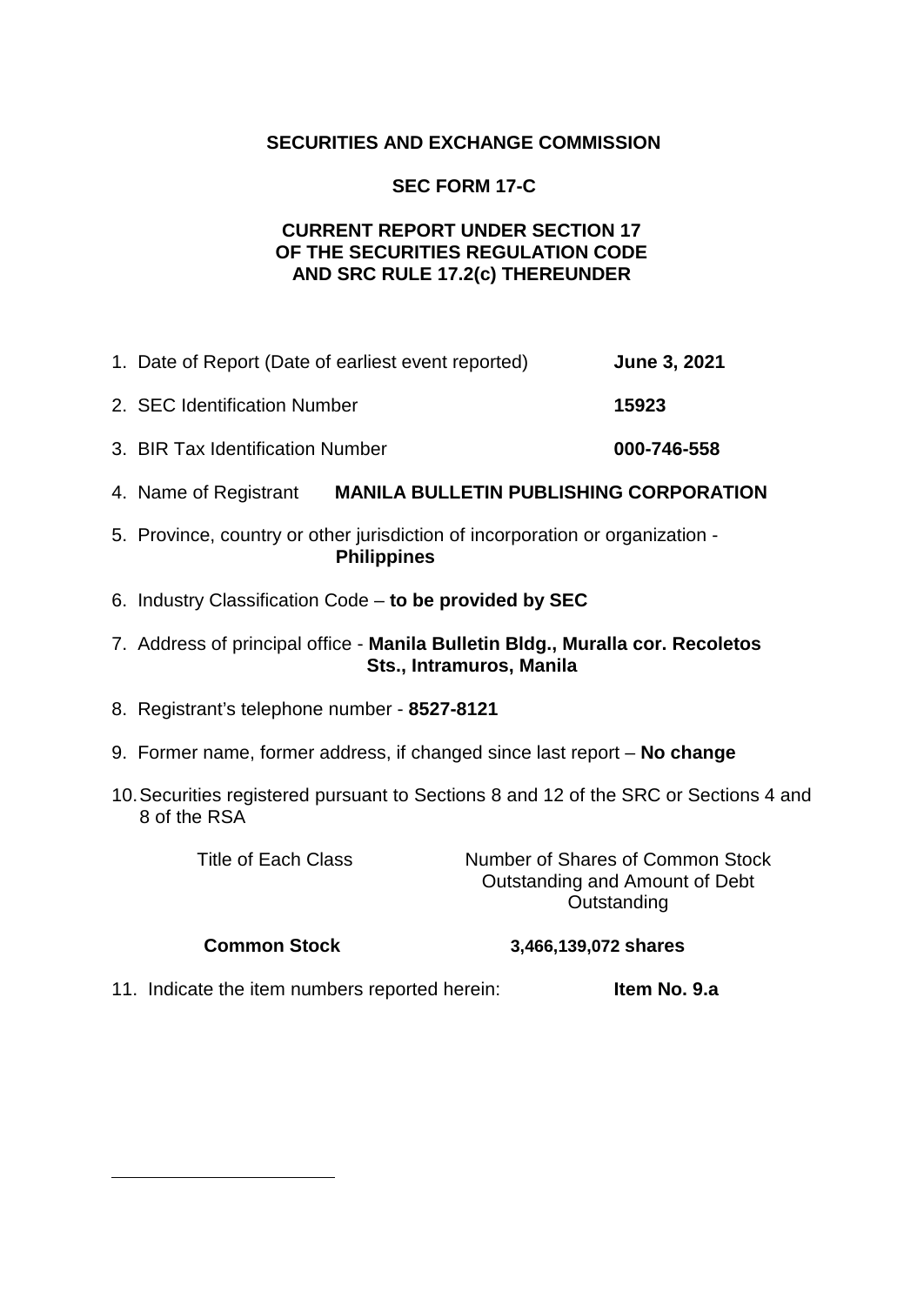**SECURITIES AND EXCHANGE COMMISSION**

**SEC FORM 17-C**

**CURRENT REPORT UNDER SECTION 17**
**OF THE SECURITIES REGULATION CODE**
**AND SRC RULE 17.2(c) THEREUNDER**

1. Date of Report (Date of earliest event reported) **June 3, 2021**

2. SEC Identification Number **15923**

3. BIR Tax Identification Number **000-746-558**

4. Name of Registrant **MANILA BULLETIN PUBLISHING CORPORATION**

5. Province, country or other jurisdiction of incorporation or organization - **Philippines**

6. Industry Classification Code – **to be provided by SEC**

7. Address of principal office - **Manila Bulletin Bldg., Muralla cor. Recoletos Sts., Intramuros, Manila**

8. Registrant's telephone number - **8527-8121**

9. Former name, former address, if changed since last report – **No change**

10. Securities registered pursuant to Sections 8 and 12 of the SRC or Sections 4 and 8 of the RSA

| Title of Each Class | Number of Shares of Common Stock Outstanding and Amount of Debt Outstanding |
|---|---|
| **Common Stock** | **3,466,139,072 shares** |

11. Indicate the item numbers reported herein: **Item No. 9.a**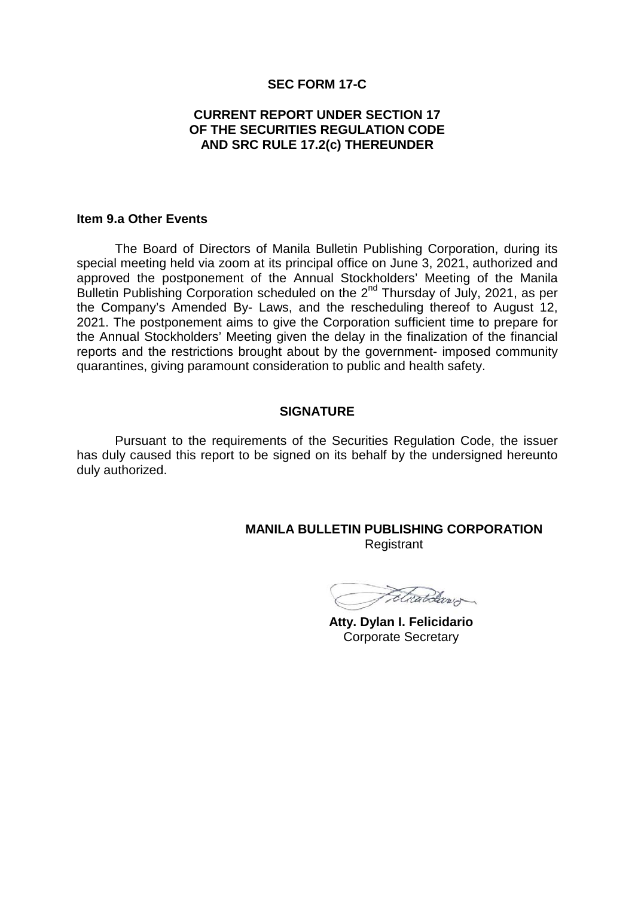**SEC FORM 17-C**

**CURRENT REPORT UNDER SECTION 17 OF THE SECURITIES REGULATION CODE AND SRC RULE 17.2(c) THEREUNDER**

**Item 9.a Other Events**

The Board of Directors of Manila Bulletin Publishing Corporation, during its special meeting held via zoom at its principal office on June 3, 2021, authorized and approved the postponement of the Annual Stockholders' Meeting of the Manila Bulletin Publishing Corporation scheduled on the 2nd Thursday of July, 2021, as per the Company's Amended By- Laws, and the rescheduling thereof to August 12, 2021. The postponement aims to give the Corporation sufficient time to prepare for the Annual Stockholders' Meeting given the delay in the finalization of the financial reports and the restrictions brought about by the government- imposed community quarantines, giving paramount consideration to public and health safety.

**SIGNATURE**

Pursuant to the requirements of the Securities Regulation Code, the issuer has duly caused this report to be signed on its behalf by the undersigned hereunto duly authorized.

**MANILA BULLETIN PUBLISHING CORPORATION**
Registrant

**Atty. Dylan I. Felicidario**
Corporate Secretary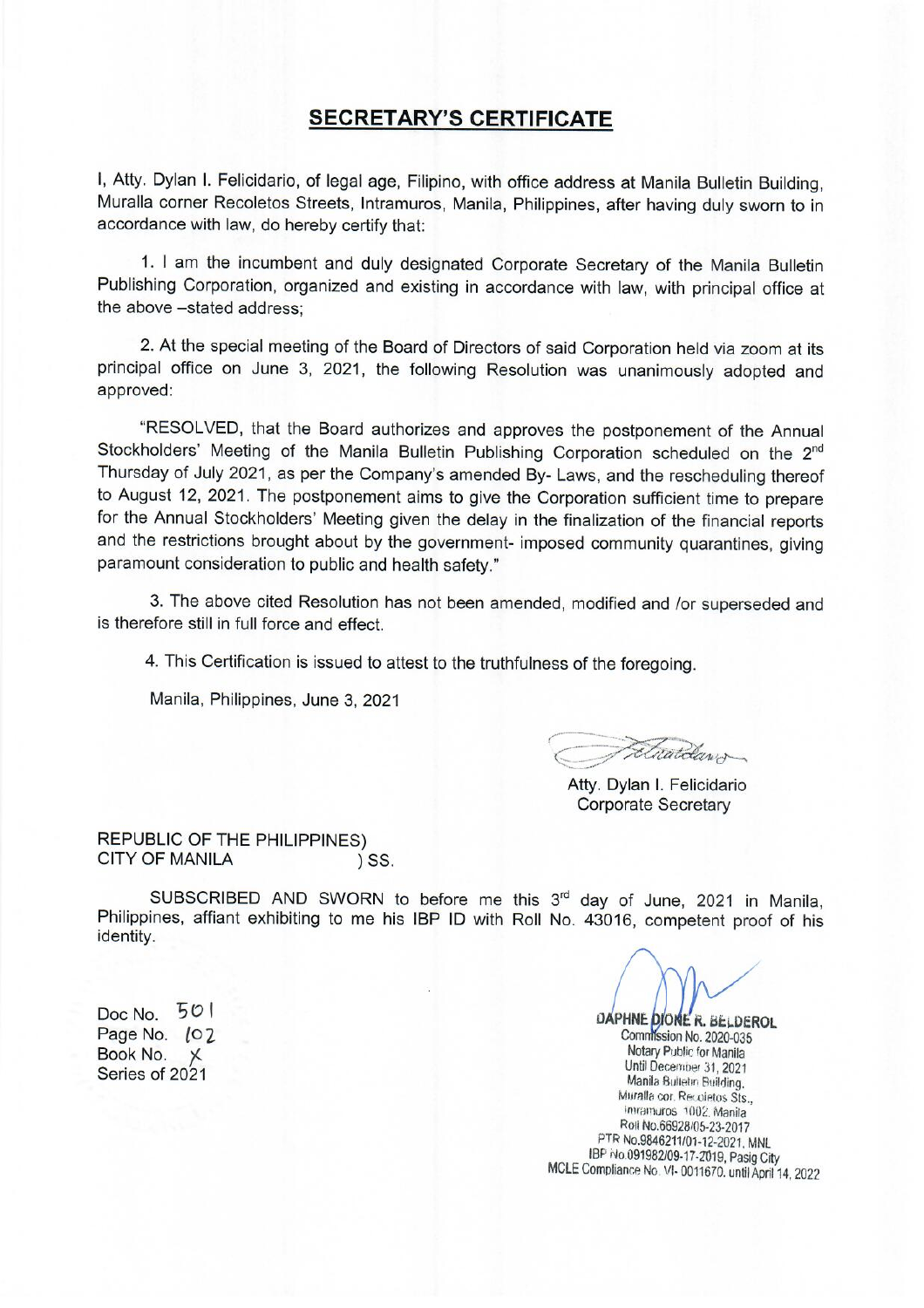# SECRETARY'S CERTIFICATE

I, Atty. Dylan I. Felicidario, of legal age, Filipino, with office address at Manila Bulletin Building, Muralla corner Recoletos Streets, Intramuros, Manila, Philippines, after having duly sworn to in accordance with law, do hereby certify that:

1. I am the incumbent and duly designated Corporate Secretary of the Manila Bulletin Publishing Corporation, organized and existing in accordance with law, with principal office at the above –stated address;

2. At the special meeting of the Board of Directors of said Corporation held via zoom at its principal office on June 3, 2021, the following Resolution was unanimously adopted and approved:

"RESOLVED, that the Board authorizes and approves the postponement of the Annual Stockholders' Meeting of the Manila Bulletin Publishing Corporation scheduled on the 2nd Thursday of July 2021, as per the Company's amended By- Laws, and the rescheduling thereof to August 12, 2021. The postponement aims to give the Corporation sufficient time to prepare for the Annual Stockholders' Meeting given the delay in the finalization of the financial reports and the restrictions brought about by the government- imposed community quarantines, giving paramount consideration to public and health safety."

3. The above cited Resolution has not been amended, modified and /or superseded and is therefore still in full force and effect.

4. This Certification is issued to attest to the truthfulness of the foregoing.

Manila, Philippines, June 3, 2021

Atty. Dylan I. Felicidario
Corporate Secretary

REPUBLIC OF THE PHILIPPINES)
CITY OF MANILA ) SS.

SUBSCRIBED AND SWORN to before me this 3rd day of June, 2021 in Manila, Philippines, affiant exhibiting to me his IBP ID with Roll No. 43016, competent proof of his identity.

Doc No. 501
Page No. 102
Book No. X
Series of 2021

DAPHNE DIONE R. BELDEROL
Commission No. 2020-035
Notary Public for Manila
Until December 31, 2021
Manila Bulletin Building,
Muralla cor. Recoletos Sts.,
Intramuros 1002, Manila
Roll No.66928/05-23-2017
PTR No.9846211/01-12-2021, MNL
IBP No.091982/09-17-2019, Pasig City
MCLE Compliance No. VI- 0011670. until April 14, 2022